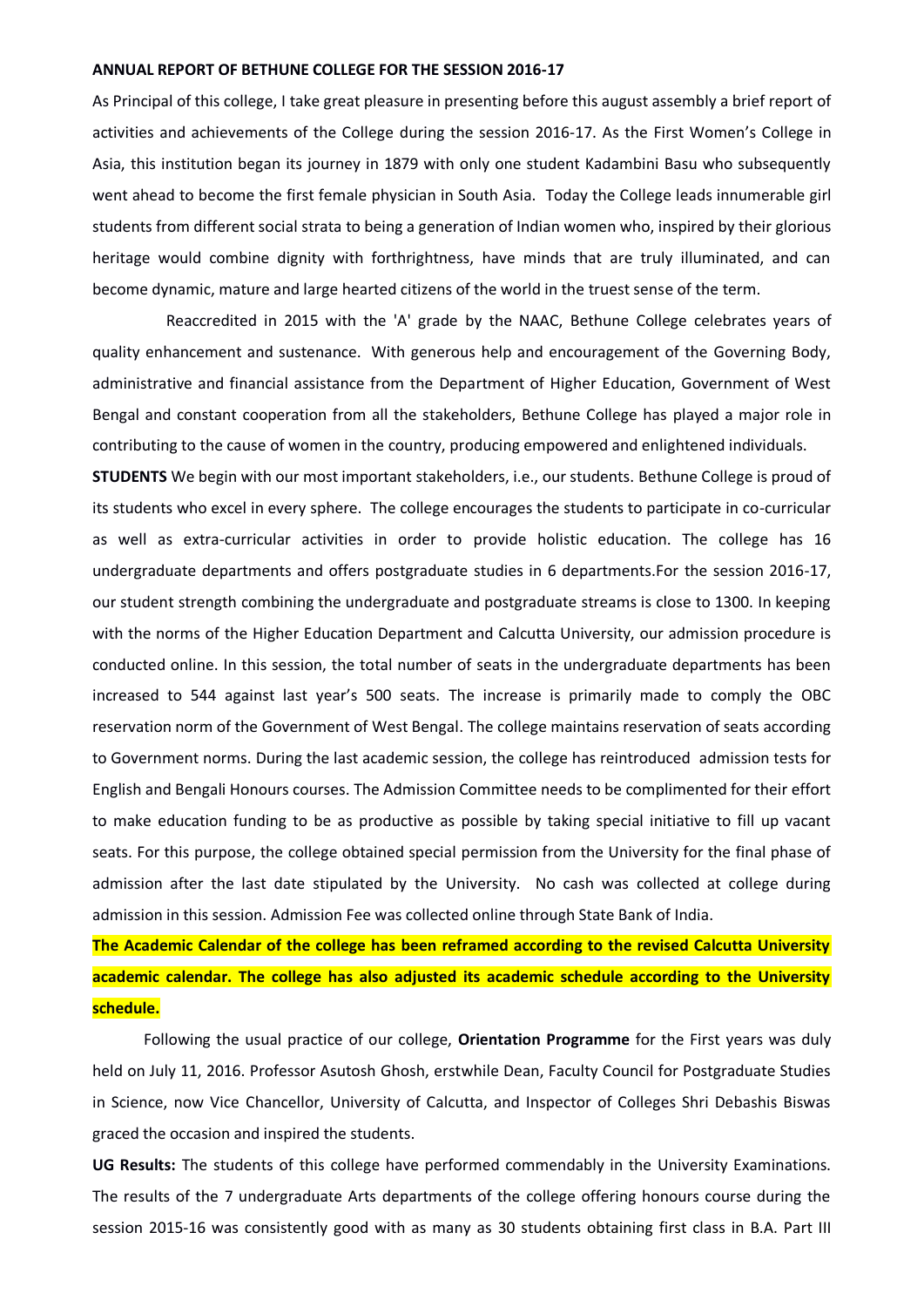**ANNUAL REPORT OF BETHUNE COLLEGE FOR THE SESSION 2016-17**

As Principal of this college, I take great pleasure in presenting before this august assembly a brief report of activities and achievements of the College during the session 2016-17. As the First Women's College in Asia, this institution began its journey in 1879 with only one student Kadambini Basu who subsequently went ahead to become the first female physician in South Asia. Today the College leads innumerable girl students from different social strata to being a generation of Indian women who, inspired by their glorious heritage would combine dignity with forthrightness, have minds that are truly illuminated, and can become dynamic, mature and large hearted citizens of the world in the truest sense of the term.

Reaccredited in 2015 with the 'A' grade by the NAAC, Bethune College celebrates years of quality enhancement and sustenance. With generous help and encouragement of the Governing Body, administrative and financial assistance from the Department of Higher Education, Government of West Bengal and constant cooperation from all the stakeholders, Bethune College has played a major role in contributing to the cause of women in the country, producing empowered and enlightened individuals.

**STUDENTS** We begin with our most important stakeholders, i.e., our students. Bethune College is proud of its students who excel in every sphere. The college encourages the students to participate in co-curricular as well as extra-curricular activities in order to provide holistic education. The college has 16 undergraduate departments and offers postgraduate studies in 6 departments.For the session 2016-17, our student strength combining the undergraduate and postgraduate streams is close to 1300. In keeping with the norms of the Higher Education Department and Calcutta University, our admission procedure is conducted online. In this session, the total number of seats in the undergraduate departments has been increased to 544 against last year's 500 seats. The increase is primarily made to comply the OBC reservation norm of the Government of West Bengal. The college maintains reservation of seats according to Government norms. During the last academic session, the college has reintroduced admission tests for English and Bengali Honours courses. The Admission Committee needs to be complimented for their effort to make education funding to be as productive as possible by taking special initiative to fill up vacant seats. For this purpose, the college obtained special permission from the University for the final phase of admission after the last date stipulated by the University. No cash was collected at college during admission in this session. Admission Fee was collected online through State Bank of India.

**The Academic Calendar of the college has been reframed according to the revised Calcutta University academic calendar. The college has also adjusted its academic schedule according to the University schedule.**

Following the usual practice of our college, **Orientation Programme** for the First years was duly held on July 11, 2016. Professor Asutosh Ghosh, erstwhile Dean, Faculty Council for Postgraduate Studies in Science, now Vice Chancellor, University of Calcutta, and Inspector of Colleges Shri Debashis Biswas graced the occasion and inspired the students.

**UG Results:** The students of this college have performed commendably in the University Examinations. The results of the 7 undergraduate Arts departments of the college offering honours course during the session 2015-16 was consistently good with as many as 30 students obtaining first class in B.A. Part III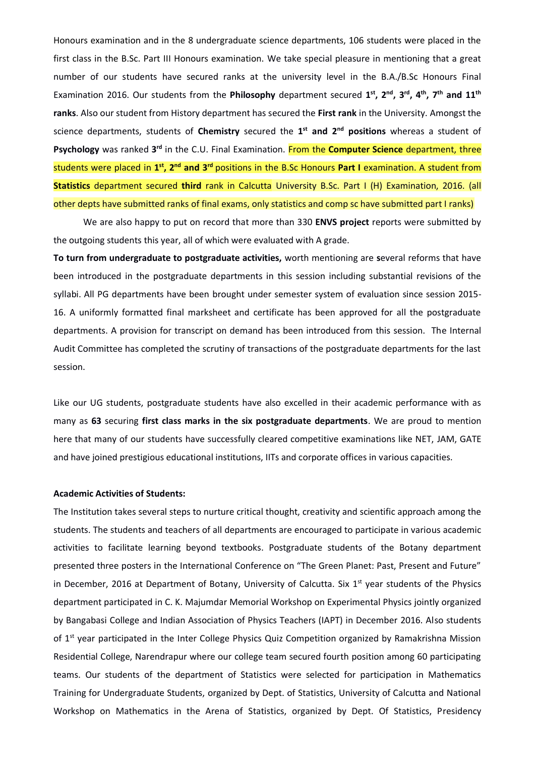Honours examination and in the 8 undergraduate science departments, 106 students were placed in the first class in the B.Sc. Part III Honours examination. We take special pleasure in mentioning that a great number of our students have secured ranks at the university level in the B.A./B.Sc Honours Final Examination 2016. Our students from the **Philosophy** department secured **1st, 2nd, 3rd, 4th, 7th and 11th ranks**. Also our student from History department has secured the **First rank** in the University. Amongst the science departments, students of **Chemistry** secured the **1st and 2nd positions** whereas a student of **Psychology** was ranked **3rd** in the C.U. Final Examination. From the **Computer Science** department, three students were placed in **1st, 2nd and 3rd** positions in the B.Sc Honours **Part I** examination. A student from **Statistics** department secured **third** rank in Calcutta University B.Sc. Part I (H) Examination, 2016. (all other depts have submitted ranks of final exams, only statistics and comp sc have submitted part I ranks)

We are also happy to put on record that more than 330 **ENVS project** reports were submitted by the outgoing students this year, all of which were evaluated with A grade.

**To turn from undergraduate to postgraduate activities,** worth mentioning are **s**everal reforms that have been introduced in the postgraduate departments in this session including substantial revisions of the syllabi. All PG departments have been brought under semester system of evaluation since session 2015-16. A uniformly formatted final marksheet and certificate has been approved for all the postgraduate departments. A provision for transcript on demand has been introduced from this session. The Internal Audit Committee has completed the scrutiny of transactions of the postgraduate departments for the last session.

Like our UG students, postgraduate students have also excelled in their academic performance with as many as **63** securing **first class marks in the six postgraduate departments**. We are proud to mention here that many of our students have successfully cleared competitive examinations like NET, JAM, GATE and have joined prestigious educational institutions, IITs and corporate offices in various capacities.

**Academic Activities of Students:**

The Institution takes several steps to nurture critical thought, creativity and scientific approach among the students. The students and teachers of all departments are encouraged to participate in various academic activities to facilitate learning beyond textbooks. Postgraduate students of the Botany department presented three posters in the International Conference on "The Green Planet: Past, Present and Future" in December, 2016 at Department of Botany, University of Calcutta. Six 1st year students of the Physics department participated in C. K. Majumdar Memorial Workshop on Experimental Physics jointly organized by Bangabasi College and Indian Association of Physics Teachers (IAPT) in December 2016. Also students of 1st year participated in the Inter College Physics Quiz Competition organized by Ramakrishna Mission Residential College, Narendrapur where our college team secured fourth position among 60 participating teams. Our students of the department of Statistics were selected for participation in Mathematics Training for Undergraduate Students, organized by Dept. of Statistics, University of Calcutta and National Workshop on Mathematics in the Arena of Statistics, organized by Dept. Of Statistics, Presidency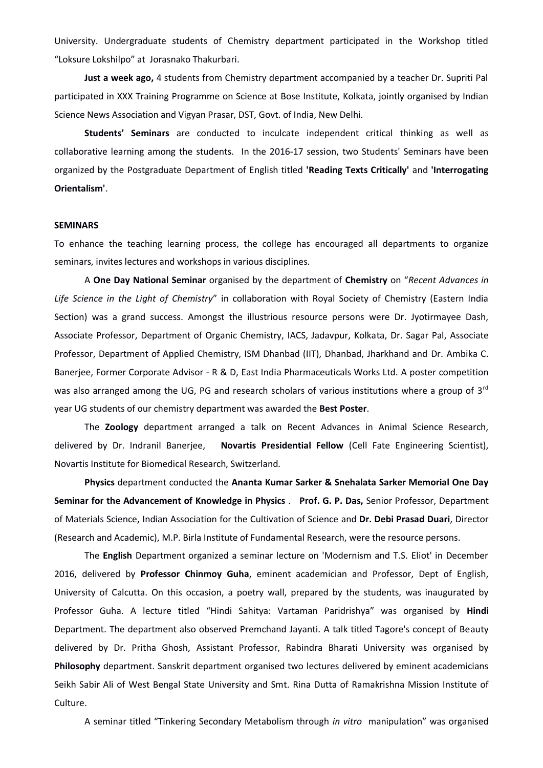University. Undergraduate students of Chemistry department participated in the Workshop titled "Loksure Lokshilpo" at Jorasnako Thakurbari.

**Just a week ago,** 4 students from Chemistry department accompanied by a teacher Dr. Supriti Pal participated in XXX Training Programme on Science at Bose Institute, Kolkata, jointly organised by Indian Science News Association and Vigyan Prasar, DST, Govt. of India, New Delhi.

**Students' Seminars** are conducted to inculcate independent critical thinking as well as collaborative learning among the students. In the 2016-17 session, two Students' Seminars have been organized by the Postgraduate Department of English titled **'Reading Texts Critically'** and **'Interrogating Orientalism'**.

**SEMINARS**

To enhance the teaching learning process, the college has encouraged all departments to organize seminars, invites lectures and workshops in various disciplines.

A **One Day National Seminar** organised by the department of **Chemistry** on "*Recent Advances in Life Science in the Light of Chemistry*" in collaboration with Royal Society of Chemistry (Eastern India Section) was a grand success. Amongst the illustrious resource persons were Dr. Jyotirmayee Dash, Associate Professor, Department of Organic Chemistry, IACS, Jadavpur, Kolkata, Dr. Sagar Pal, Associate Professor, Department of Applied Chemistry, ISM Dhanbad (IIT), Dhanbad, Jharkhand and Dr. Ambika C. Banerjee, Former Corporate Advisor - R & D, East India Pharmaceuticals Works Ltd. A poster competition was also arranged among the UG, PG and research scholars of various institutions where a group of 3rd year UG students of our chemistry department was awarded the **Best Poster**.

The **Zoology** department arranged a talk on Recent Advances in Animal Science Research, delivered by Dr. Indranil Banerjee, **Novartis Presidential Fellow** (Cell Fate Engineering Scientist), Novartis Institute for Biomedical Research, Switzerland.

**Physics** department conducted the **Ananta Kumar Sarker & Snehalata Sarker Memorial One Day Seminar for the Advancement of Knowledge in Physics** . **Prof. G. P. Das,** Senior Professor, Department of Materials Science, Indian Association for the Cultivation of Science and **Dr. Debi Prasad Duari**, Director (Research and Academic), M.P. Birla Institute of Fundamental Research, were the resource persons.

The **English** Department organized a seminar lecture on 'Modernism and T.S. Eliot' in December 2016, delivered by **Professor Chinmoy Guha**, eminent academician and Professor, Dept of English, University of Calcutta. On this occasion, a poetry wall, prepared by the students, was inaugurated by Professor Guha. A lecture titled "Hindi Sahitya: Vartaman Paridrishya" was organised by **Hindi** Department. The department also observed Premchand Jayanti. A talk titled Tagore's concept of Beauty delivered by Dr. Pritha Ghosh, Assistant Professor, Rabindra Bharati University was organised by **Philosophy** department. Sanskrit department organised two lectures delivered by eminent academicians Seikh Sabir Ali of West Bengal State University and Smt. Rina Dutta of Ramakrishna Mission Institute of Culture.

A seminar titled "Tinkering Secondary Metabolism through *in vitro* manipulation" was organised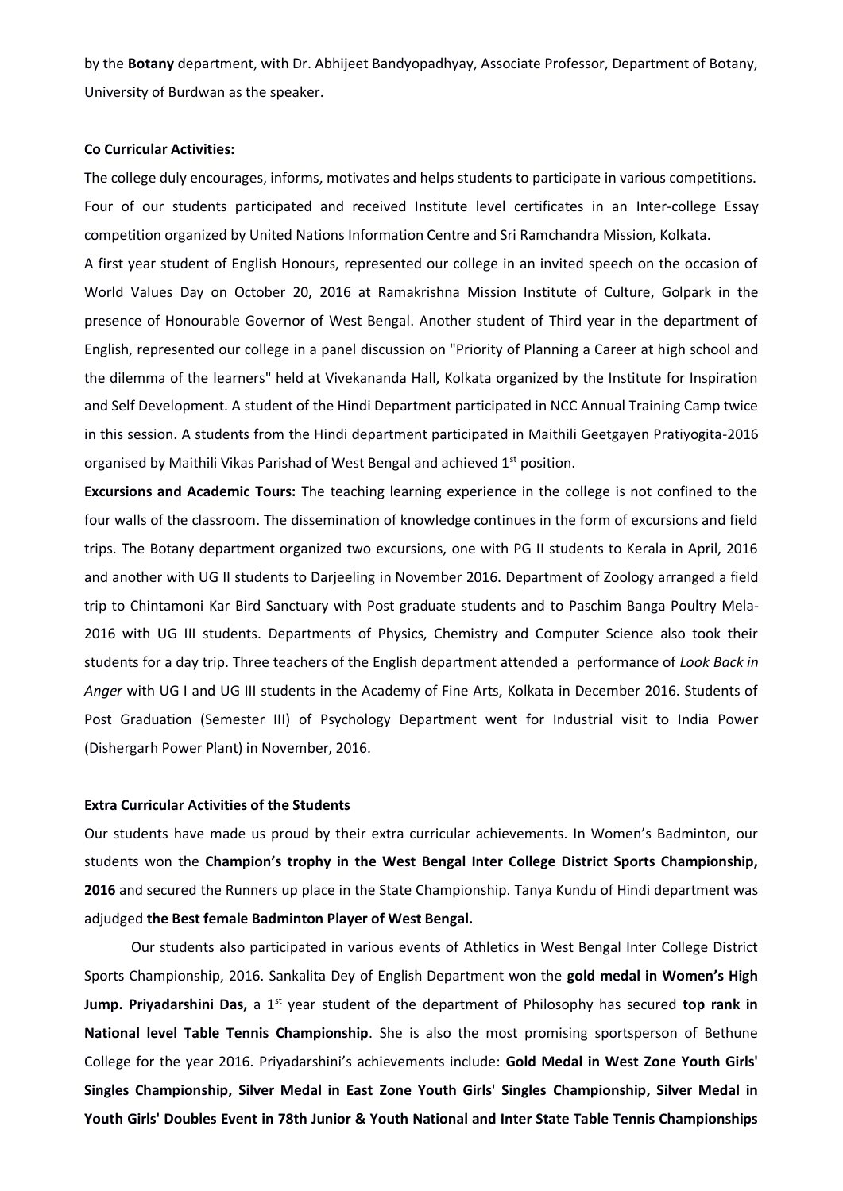by the **Botany** department, with Dr. Abhijeet Bandyopadhyay, Associate Professor, Department of Botany, University of Burdwan as the speaker.

**Co Curricular Activities:**

The college duly encourages, informs, motivates and helps students to participate in various competitions. Four of our students participated and received Institute level certificates in an Inter-college Essay competition organized by United Nations Information Centre and Sri Ramchandra Mission, Kolkata.

A first year student of English Honours, represented our college in an invited speech on the occasion of World Values Day on October 20, 2016 at Ramakrishna Mission Institute of Culture, Golpark in the presence of Honourable Governor of West Bengal. Another student of Third year in the department of English, represented our college in a panel discussion on "Priority of Planning a Career at high school and the dilemma of the learners" held at Vivekananda Hall, Kolkata organized by the Institute for Inspiration and Self Development. A student of the Hindi Department participated in NCC Annual Training Camp twice in this session. A students from the Hindi department participated in Maithili Geetgayen Pratiyogita-2016 organised by Maithili Vikas Parishad of West Bengal and achieved 1st position.

**Excursions and Academic Tours:** The teaching learning experience in the college is not confined to the four walls of the classroom. The dissemination of knowledge continues in the form of excursions and field trips. The Botany department organized two excursions, one with PG II students to Kerala in April, 2016 and another with UG II students to Darjeeling in November 2016. Department of Zoology arranged a field trip to Chintamoni Kar Bird Sanctuary with Post graduate students and to Paschim Banga Poultry Mela-2016 with UG III students. Departments of Physics, Chemistry and Computer Science also took their students for a day trip. Three teachers of the English department attended a performance of *Look Back in Anger* with UG I and UG III students in the Academy of Fine Arts, Kolkata in December 2016. Students of Post Graduation (Semester III) of Psychology Department went for Industrial visit to India Power (Dishergarh Power Plant) in November, 2016.

**Extra Curricular Activities of the Students**

Our students have made us proud by their extra curricular achievements. In Women's Badminton, our students won the **Champion's trophy in the West Bengal Inter College District Sports Championship, 2016** and secured the Runners up place in the State Championship. Tanya Kundu of Hindi department was adjudged **the Best female Badminton Player of West Bengal.**

Our students also participated in various events of Athletics in West Bengal Inter College District Sports Championship, 2016. Sankalita Dey of English Department won the **gold medal in Women's High Jump. Priyadarshini Das,** a 1st year student of the department of Philosophy has secured **top rank in National level Table Tennis Championship**. She is also the most promising sportsperson of Bethune College for the year 2016. Priyadarshini's achievements include: **Gold Medal in West Zone Youth Girls' Singles Championship, Silver Medal in East Zone Youth Girls' Singles Championship, Silver Medal in Youth Girls' Doubles Event in 78th Junior & Youth National and Inter State Table Tennis Championships**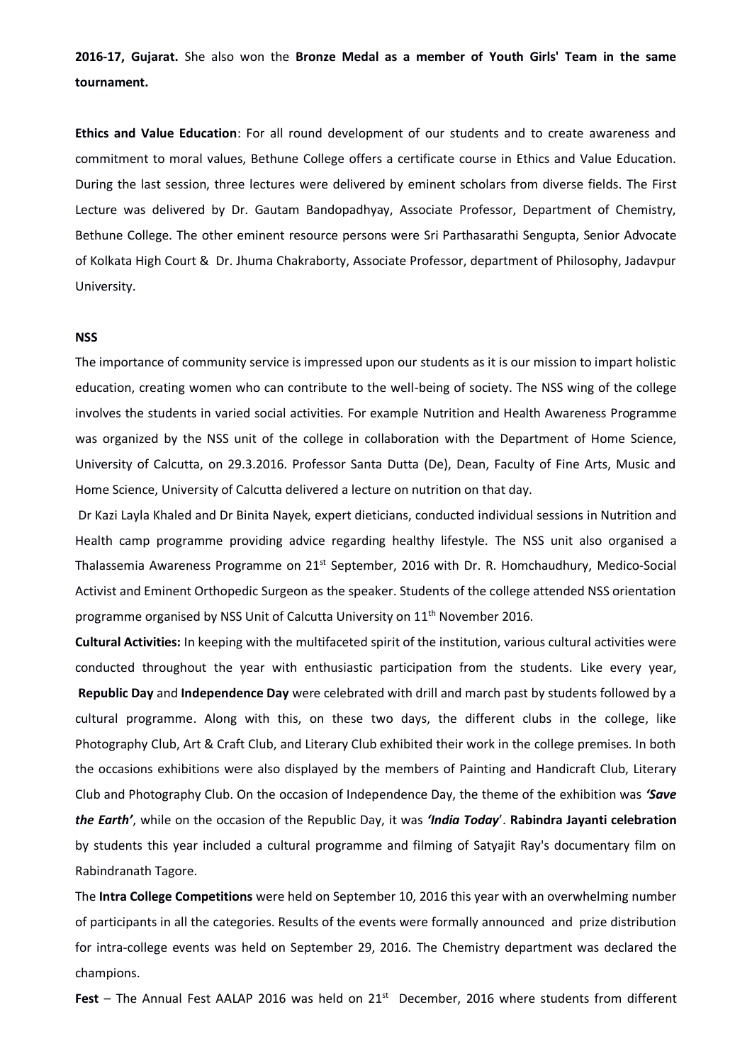**2016-17, Gujarat.** She also won the **Bronze Medal as a member of Youth Girls' Team in the same tournament.**

**Ethics and Value Education**: For all round development of our students and to create awareness and commitment to moral values, Bethune College offers a certificate course in Ethics and Value Education. During the last session, three lectures were delivered by eminent scholars from diverse fields. The First Lecture was delivered by Dr. Gautam Bandopadhyay, Associate Professor, Department of Chemistry, Bethune College. The other eminent resource persons were Sri Parthasarathi Sengupta, Senior Advocate of Kolkata High Court & Dr. Jhuma Chakraborty, Associate Professor, department of Philosophy, Jadavpur University.

**NSS**

The importance of community service is impressed upon our students as it is our mission to impart holistic education, creating women who can contribute to the well-being of society. The NSS wing of the college involves the students in varied social activities. For example Nutrition and Health Awareness Programme was organized by the NSS unit of the college in collaboration with the Department of Home Science, University of Calcutta, on 29.3.2016. Professor Santa Dutta (De), Dean, Faculty of Fine Arts, Music and Home Science, University of Calcutta delivered a lecture on nutrition on that day.

Dr Kazi Layla Khaled and Dr Binita Nayek, expert dieticians, conducted individual sessions in Nutrition and Health camp programme providing advice regarding healthy lifestyle. The NSS unit also organised a Thalassemia Awareness Programme on 21st September, 2016 with Dr. R. Homchaudhury, Medico-Social Activist and Eminent Orthopedic Surgeon as the speaker. Students of the college attended NSS orientation programme organised by NSS Unit of Calcutta University on 11th November 2016.

**Cultural Activities:** In keeping with the multifaceted spirit of the institution, various cultural activities were conducted throughout the year with enthusiastic participation from the students. Like every year, **Republic Day** and **Independence Day** were celebrated with drill and march past by students followed by a cultural programme. Along with this, on these two days, the different clubs in the college, like Photography Club, Art & Craft Club, and Literary Club exhibited their work in the college premises. In both the occasions exhibitions were also displayed by the members of Painting and Handicraft Club, Literary Club and Photography Club. On the occasion of Independence Day, the theme of the exhibition was ***'Save the Earth'***, while on the occasion of the Republic Day, it was ***'India Today'***. **Rabindra Jayanti celebration** by students this year included a cultural programme and filming of Satyajit Ray's documentary film on Rabindranath Tagore.

The **Intra College Competitions** were held on September 10, 2016 this year with an overwhelming number of participants in all the categories. Results of the events were formally announced and prize distribution for intra-college events was held on September 29, 2016. The Chemistry department was declared the champions.

**Fest** – The Annual Fest AALAP 2016 was held on 21st December, 2016 where students from different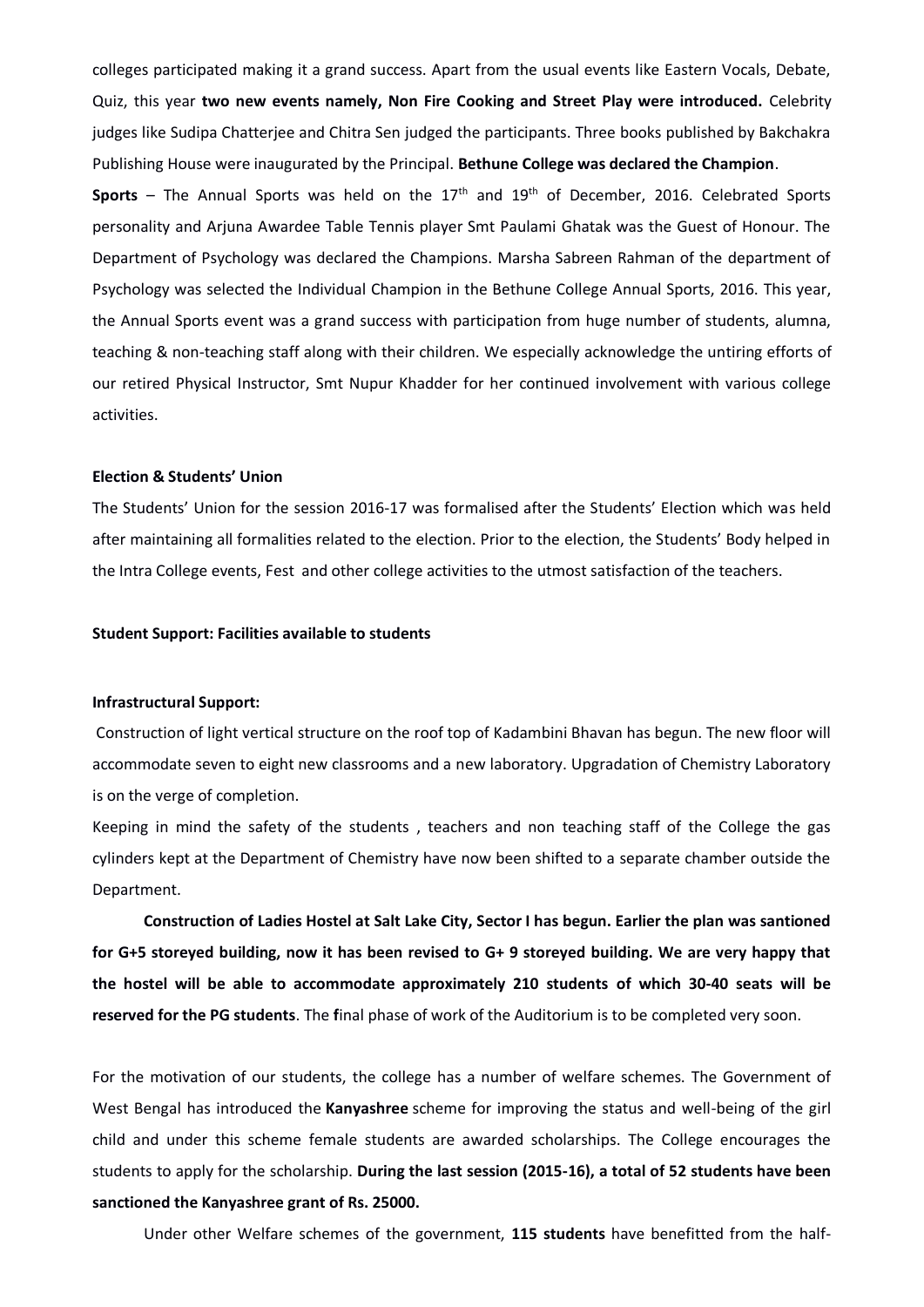colleges participated making it a grand success. Apart from the usual events like Eastern Vocals, Debate, Quiz, this year **two new events namely, Non Fire Cooking and Street Play were introduced.** Celebrity judges like Sudipa Chatterjee and Chitra Sen judged the participants. Three books published by Bakchakra Publishing House were inaugurated by the Principal. **Bethune College was declared the Champion**.

**Sports** – The Annual Sports was held on the 17th and 19th of December, 2016. Celebrated Sports personality and Arjuna Awardee Table Tennis player Smt Paulami Ghatak was the Guest of Honour. The Department of Psychology was declared the Champions. Marsha Sabreen Rahman of the department of Psychology was selected the Individual Champion in the Bethune College Annual Sports, 2016. This year, the Annual Sports event was a grand success with participation from huge number of students, alumna, teaching & non-teaching staff along with their children. We especially acknowledge the untiring efforts of our retired Physical Instructor, Smt Nupur Khadder for her continued involvement with various college activities.

**Election & Students' Union**

The Students' Union for the session 2016-17 was formalised after the Students' Election which was held after maintaining all formalities related to the election. Prior to the election, the Students' Body helped in the Intra College events, Fest and other college activities to the utmost satisfaction of the teachers.

**Student Support: Facilities available to students**

**Infrastructural Support:**

Construction of light vertical structure on the roof top of Kadambini Bhavan has begun. The new floor will accommodate seven to eight new classrooms and a new laboratory. Upgradation of Chemistry Laboratory is on the verge of completion.

Keeping in mind the safety of the students , teachers and non teaching staff of the College the gas cylinders kept at the Department of Chemistry have now been shifted to a separate chamber outside the Department.

**Construction of Ladies Hostel at Salt Lake City, Sector I has begun. Earlier the plan was santioned for G+5 storeyed building, now it has been revised to G+ 9 storeyed building. We are very happy that the hostel will be able to accommodate approximately 210 students of which 30-40 seats will be reserved for the PG students**. The final phase of work of the Auditorium is to be completed very soon.

For the motivation of our students, the college has a number of welfare schemes. The Government of West Bengal has introduced the **Kanyashree** scheme for improving the status and well-being of the girl child and under this scheme female students are awarded scholarships. The College encourages the students to apply for the scholarship. **During the last session (2015-16), a total of 52 students have been sanctioned the Kanyashree grant of Rs. 25000.**

Under other Welfare schemes of the government, **115 students** have benefitted from the half-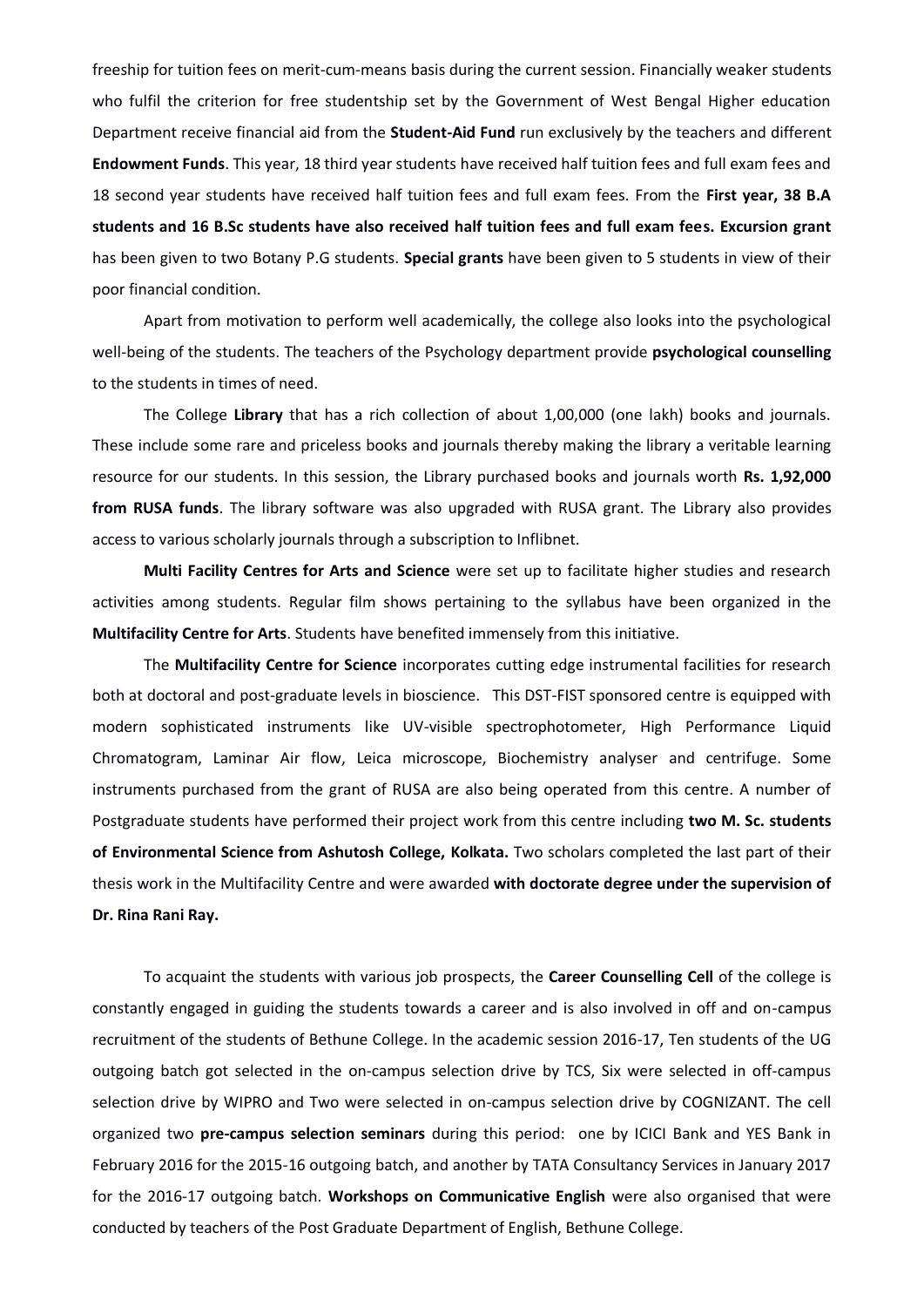freeship for tuition fees on merit-cum-means basis during the current session. Financially weaker students who fulfil the criterion for free studentship set by the Government of West Bengal Higher education Department receive financial aid from the **Student-Aid Fund** run exclusively by the teachers and different **Endowment Funds**. This year, 18 third year students have received half tuition fees and full exam fees and 18 second year students have received half tuition fees and full exam fees. From the **First year, 38 B.A students and 16 B.Sc students have also received half tuition fees and full exam fees. Excursion grant** has been given to two Botany P.G students. **Special grants** have been given to 5 students in view of their poor financial condition.

Apart from motivation to perform well academically, the college also looks into the psychological well-being of the students. The teachers of the Psychology department provide **psychological counselling** to the students in times of need.

The College **Library** that has a rich collection of about 1,00,000 (one lakh) books and journals. These include some rare and priceless books and journals thereby making the library a veritable learning resource for our students. In this session, the Library purchased books and journals worth **Rs. 1,92,000 from RUSA funds**. The library software was also upgraded with RUSA grant. The Library also provides access to various scholarly journals through a subscription to Inflibnet.

**Multi Facility Centres for Arts and Science** were set up to facilitate higher studies and research activities among students. Regular film shows pertaining to the syllabus have been organized in the **Multifacility Centre for Arts**. Students have benefited immensely from this initiative.

The **Multifacility Centre for Science** incorporates cutting edge instrumental facilities for research both at doctoral and post-graduate levels in bioscience. This DST-FIST sponsored centre is equipped with modern sophisticated instruments like UV-visible spectrophotometer, High Performance Liquid Chromatogram, Laminar Air flow, Leica microscope, Biochemistry analyser and centrifuge. Some instruments purchased from the grant of RUSA are also being operated from this centre. A number of Postgraduate students have performed their project work from this centre including **two M. Sc. students of Environmental Science from Ashutosh College, Kolkata.** Two scholars completed the last part of their thesis work in the Multifacility Centre and were awarded **with doctorate degree under the supervision of Dr. Rina Rani Ray.**

To acquaint the students with various job prospects, the **Career Counselling Cell** of the college is constantly engaged in guiding the students towards a career and is also involved in off and on-campus recruitment of the students of Bethune College. In the academic session 2016-17, Ten students of the UG outgoing batch got selected in the on-campus selection drive by TCS, Six were selected in off-campus selection drive by WIPRO and Two were selected in on-campus selection drive by COGNIZANT. The cell organized two **pre-campus selection seminars** during this period: one by ICICI Bank and YES Bank in February 2016 for the 2015-16 outgoing batch, and another by TATA Consultancy Services in January 2017 for the 2016-17 outgoing batch. **Workshops on Communicative English** were also organised that were conducted by teachers of the Post Graduate Department of English, Bethune College.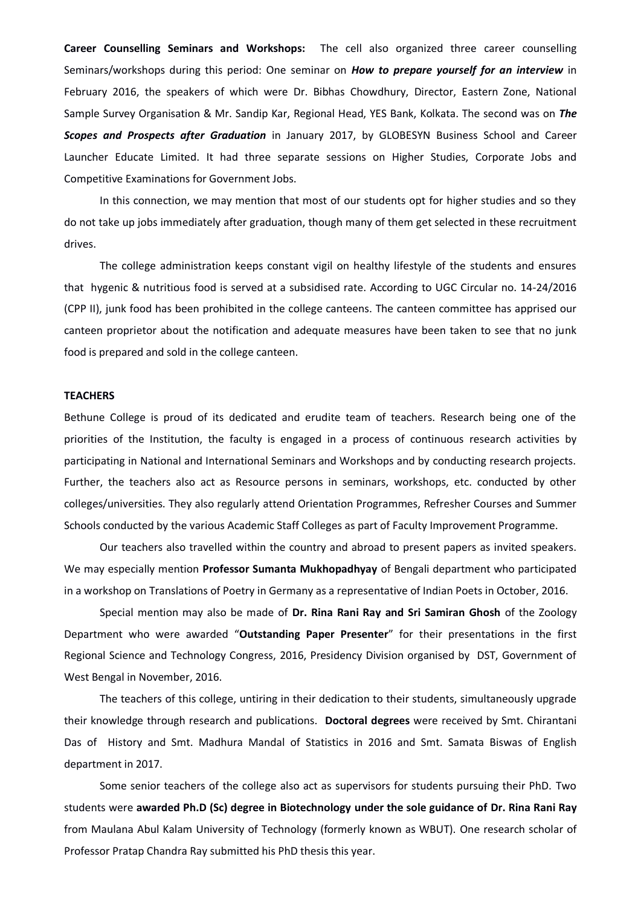**Career Counselling Seminars and Workshops:** The cell also organized three career counselling Seminars/workshops during this period: One seminar on ***How to prepare yourself for an interview*** in February 2016, the speakers of which were Dr. Bibhas Chowdhury, Director, Eastern Zone, National Sample Survey Organisation & Mr. Sandip Kar, Regional Head, YES Bank, Kolkata. The second was on ***The Scopes and Prospects after Graduation*** in January 2017, by GLOBESYN Business School and Career Launcher Educate Limited. It had three separate sessions on Higher Studies, Corporate Jobs and Competitive Examinations for Government Jobs.

In this connection, we may mention that most of our students opt for higher studies and so they do not take up jobs immediately after graduation, though many of them get selected in these recruitment drives.

The college administration keeps constant vigil on healthy lifestyle of the students and ensures that hygenic & nutritious food is served at a subsidised rate. According to UGC Circular no. 14-24/2016 (CPP II), junk food has been prohibited in the college canteens. The canteen committee has apprised our canteen proprietor about the notification and adequate measures have been taken to see that no junk food is prepared and sold in the college canteen.

**TEACHERS**

Bethune College is proud of its dedicated and erudite team of teachers. Research being one of the priorities of the Institution, the faculty is engaged in a process of continuous research activities by participating in National and International Seminars and Workshops and by conducting research projects. Further, the teachers also act as Resource persons in seminars, workshops, etc. conducted by other colleges/universities. They also regularly attend Orientation Programmes, Refresher Courses and Summer Schools conducted by the various Academic Staff Colleges as part of Faculty Improvement Programme.

Our teachers also travelled within the country and abroad to present papers as invited speakers. We may especially mention **Professor Sumanta Mukhopadhyay** of Bengali department who participated in a workshop on Translations of Poetry in Germany as a representative of Indian Poets in October, 2016.

Special mention may also be made of **Dr. Rina Rani Ray and Sri Samiran Ghosh** of the Zoology Department who were awarded "**Outstanding Paper Presenter**" for their presentations in the first Regional Science and Technology Congress, 2016, Presidency Division organised by DST, Government of West Bengal in November, 2016.

The teachers of this college, untiring in their dedication to their students, simultaneously upgrade their knowledge through research and publications. **Doctoral degrees** were received by Smt. Chirantani Das of History and Smt. Madhura Mandal of Statistics in 2016 and Smt. Samata Biswas of English department in 2017.

Some senior teachers of the college also act as supervisors for students pursuing their PhD. Two students were **awarded Ph.D (Sc) degree in Biotechnology under the sole guidance of Dr. Rina Rani Ray** from Maulana Abul Kalam University of Technology (formerly known as WBUT). One research scholar of Professor Pratap Chandra Ray submitted his PhD thesis this year.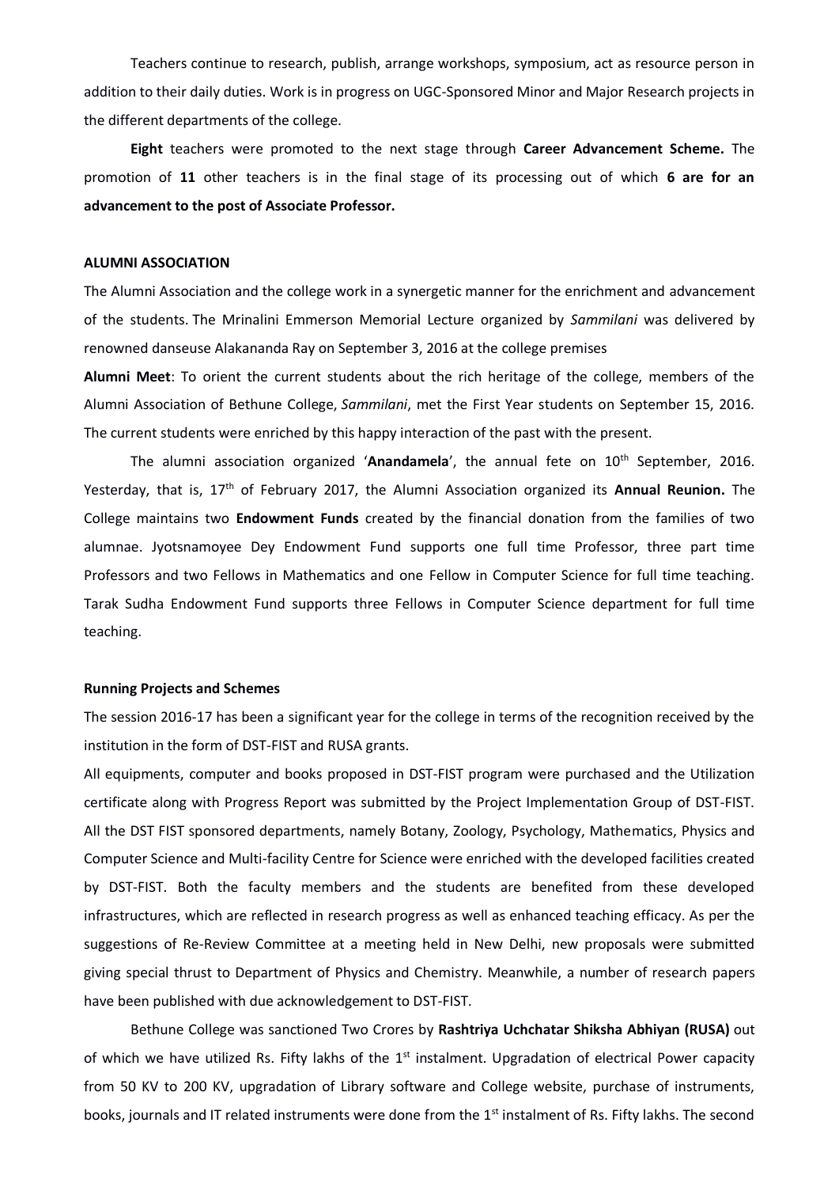Teachers continue to research, publish, arrange workshops, symposium, act as resource person in addition to their daily duties. Work is in progress on UGC-Sponsored Minor and Major Research projects in the different departments of the college.

**Eight** teachers were promoted to the next stage through **Career Advancement Scheme.** The promotion of **11** other teachers is in the final stage of its processing out of which **6 are for an advancement to the post of Associate Professor.**

**ALUMNI ASSOCIATION**

The Alumni Association and the college work in a synergetic manner for the enrichment and advancement of the students. The Mrinalini Emmerson Memorial Lecture organized by *Sammilani* was delivered by renowned danseuse Alakananda Ray on September 3, 2016 at the college premises

**Alumni Meet**: To orient the current students about the rich heritage of the college, members of the Alumni Association of Bethune College, *Sammilani*, met the First Year students on September 15, 2016. The current students were enriched by this happy interaction of the past with the present.

The alumni association organized '**Anandamela**', the annual fete on 10th September, 2016. Yesterday, that is, 17th of February 2017, the Alumni Association organized its **Annual Reunion.** The College maintains two **Endowment Funds** created by the financial donation from the families of two alumnae. Jyotsnamoyee Dey Endowment Fund supports one full time Professor, three part time Professors and two Fellows in Mathematics and one Fellow in Computer Science for full time teaching. Tarak Sudha Endowment Fund supports three Fellows in Computer Science department for full time teaching.

**Running Projects and Schemes**

The session 2016-17 has been a significant year for the college in terms of the recognition received by the institution in the form of DST-FIST and RUSA grants.

All equipments, computer and books proposed in DST-FIST program were purchased and the Utilization certificate along with Progress Report was submitted by the Project Implementation Group of DST-FIST. All the DST FIST sponsored departments, namely Botany, Zoology, Psychology, Mathematics, Physics and Computer Science and Multi-facility Centre for Science were enriched with the developed facilities created by DST-FIST. Both the faculty members and the students are benefited from these developed infrastructures, which are reflected in research progress as well as enhanced teaching efficacy. As per the suggestions of Re-Review Committee at a meeting held in New Delhi, new proposals were submitted giving special thrust to Department of Physics and Chemistry. Meanwhile, a number of research papers have been published with due acknowledgement to DST-FIST.

Bethune College was sanctioned Two Crores by **Rashtriya Uchchatar Shiksha Abhiyan (RUSA)** out of which we have utilized Rs. Fifty lakhs of the 1st instalment. Upgradation of electrical Power capacity from 50 KV to 200 KV, upgradation of Library software and College website, purchase of instruments, books, journals and IT related instruments were done from the 1st instalment of Rs. Fifty lakhs. The second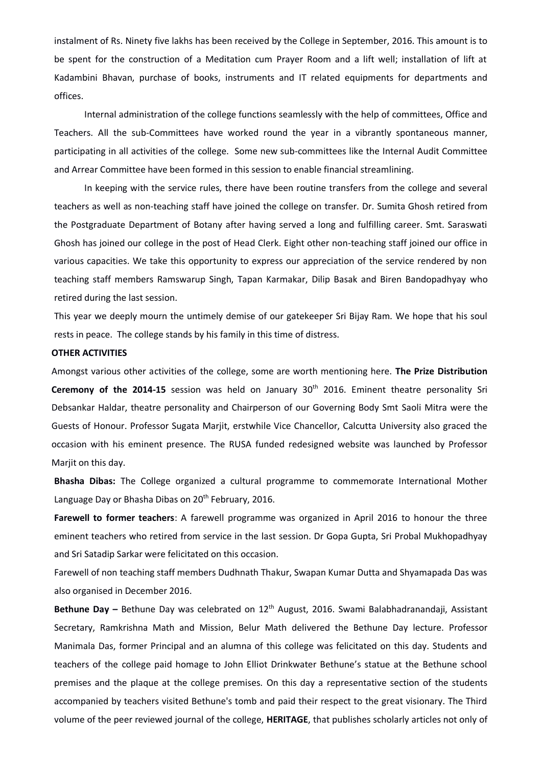instalment of Rs. Ninety five lakhs has been received by the College in September, 2016. This amount is to be spent for the construction of a Meditation cum Prayer Room and a lift well; installation of lift at Kadambini Bhavan, purchase of books, instruments and IT related equipments for departments and offices.

Internal administration of the college functions seamlessly with the help of committees, Office and Teachers. All the sub-Committees have worked round the year in a vibrantly spontaneous manner, participating in all activities of the college. Some new sub-committees like the Internal Audit Committee and Arrear Committee have been formed in this session to enable financial streamlining.

In keeping with the service rules, there have been routine transfers from the college and several teachers as well as non-teaching staff have joined the college on transfer. Dr. Sumita Ghosh retired from the Postgraduate Department of Botany after having served a long and fulfilling career. Smt. Saraswati Ghosh has joined our college in the post of Head Clerk. Eight other non-teaching staff joined our office in various capacities. We take this opportunity to express our appreciation of the service rendered by non teaching staff members Ramswarup Singh, Tapan Karmakar, Dilip Basak and Biren Bandopadhyay who retired during the last session.

This year we deeply mourn the untimely demise of our gatekeeper Sri Bijay Ram. We hope that his soul rests in peace. The college stands by his family in this time of distress.

**OTHER ACTIVITIES**

Amongst various other activities of the college, some are worth mentioning here. **The Prize Distribution Ceremony of the 2014-15** session was held on January 30th 2016. Eminent theatre personality Sri Debsankar Haldar, theatre personality and Chairperson of our Governing Body Smt Saoli Mitra were the Guests of Honour. Professor Sugata Marjit, erstwhile Vice Chancellor, Calcutta University also graced the occasion with his eminent presence. The RUSA funded redesigned website was launched by Professor Marjit on this day.

**Bhasha Dibas:** The College organized a cultural programme to commemorate International Mother Language Day or Bhasha Dibas on 20th February, 2016.

**Farewell to former teachers**: A farewell programme was organized in April 2016 to honour the three eminent teachers who retired from service in the last session. Dr Gopa Gupta, Sri Probal Mukhopadhyay and Sri Satadip Sarkar were felicitated on this occasion.

Farewell of non teaching staff members Dudhnath Thakur, Swapan Kumar Dutta and Shyamapada Das was also organised in December 2016.

**Bethune Day –** Bethune Day was celebrated on 12th August, 2016. Swami Balabhadranandaji, Assistant Secretary, Ramkrishna Math and Mission, Belur Math delivered the Bethune Day lecture. Professor Manimala Das, former Principal and an alumna of this college was felicitated on this day. Students and teachers of the college paid homage to John Elliot Drinkwater Bethune's statue at the Bethune school premises and the plaque at the college premises. On this day a representative section of the students accompanied by teachers visited Bethune's tomb and paid their respect to the great visionary. The Third volume of the peer reviewed journal of the college, **HERITAGE**, that publishes scholarly articles not only of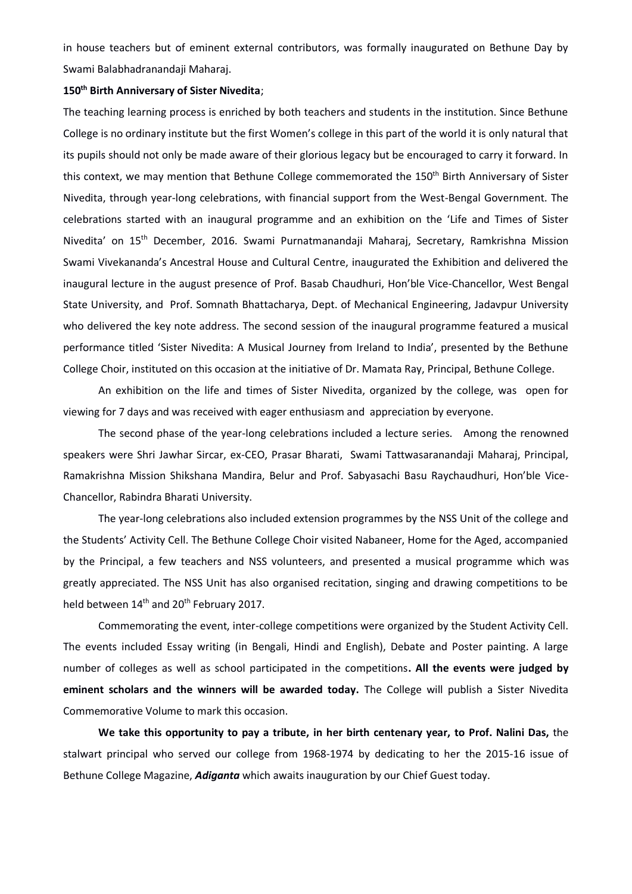in house teachers but of eminent external contributors, was formally inaugurated on Bethune Day by Swami Balabhadranandaji Maharaj.

**150th Birth Anniversary of Sister Nivedita**;

The teaching learning process is enriched by both teachers and students in the institution. Since Bethune College is no ordinary institute but the first Women's college in this part of the world it is only natural that its pupils should not only be made aware of their glorious legacy but be encouraged to carry it forward. In this context, we may mention that Bethune College commemorated the 150th Birth Anniversary of Sister Nivedita, through year-long celebrations, with financial support from the West-Bengal Government. The celebrations started with an inaugural programme and an exhibition on the 'Life and Times of Sister Nivedita' on 15th December, 2016. Swami Purnatmanandaji Maharaj, Secretary, Ramkrishna Mission Swami Vivekananda's Ancestral House and Cultural Centre, inaugurated the Exhibition and delivered the inaugural lecture in the august presence of Prof. Basab Chaudhuri, Hon'ble Vice-Chancellor, West Bengal State University, and Prof. Somnath Bhattacharya, Dept. of Mechanical Engineering, Jadavpur University who delivered the key note address. The second session of the inaugural programme featured a musical performance titled 'Sister Nivedita: A Musical Journey from Ireland to India', presented by the Bethune College Choir, instituted on this occasion at the initiative of Dr. Mamata Ray, Principal, Bethune College.

An exhibition on the life and times of Sister Nivedita, organized by the college, was open for viewing for 7 days and was received with eager enthusiasm and appreciation by everyone.

The second phase of the year-long celebrations included a lecture series. Among the renowned speakers were Shri Jawhar Sircar, ex-CEO, Prasar Bharati, Swami Tattwasaranandaji Maharaj, Principal, Ramakrishna Mission Shikshana Mandira, Belur and Prof. Sabyasachi Basu Raychaudhuri, Hon'ble Vice-Chancellor, Rabindra Bharati University.

The year-long celebrations also included extension programmes by the NSS Unit of the college and the Students' Activity Cell. The Bethune College Choir visited Nabaneer, Home for the Aged, accompanied by the Principal, a few teachers and NSS volunteers, and presented a musical programme which was greatly appreciated. The NSS Unit has also organised recitation, singing and drawing competitions to be held between 14th and 20th February 2017.

Commemorating the event, inter-college competitions were organized by the Student Activity Cell. The events included Essay writing (in Bengali, Hindi and English), Debate and Poster painting. A large number of colleges as well as school participated in the competitions**. All the events were judged by eminent scholars and the winners will be awarded today.** The College will publish a Sister Nivedita Commemorative Volume to mark this occasion.

**We take this opportunity to pay a tribute, in her birth centenary year, to Prof. Nalini Das,** the stalwart principal who served our college from 1968-1974 by dedicating to her the 2015-16 issue of Bethune College Magazine, ***Adiganta*** which awaits inauguration by our Chief Guest today.